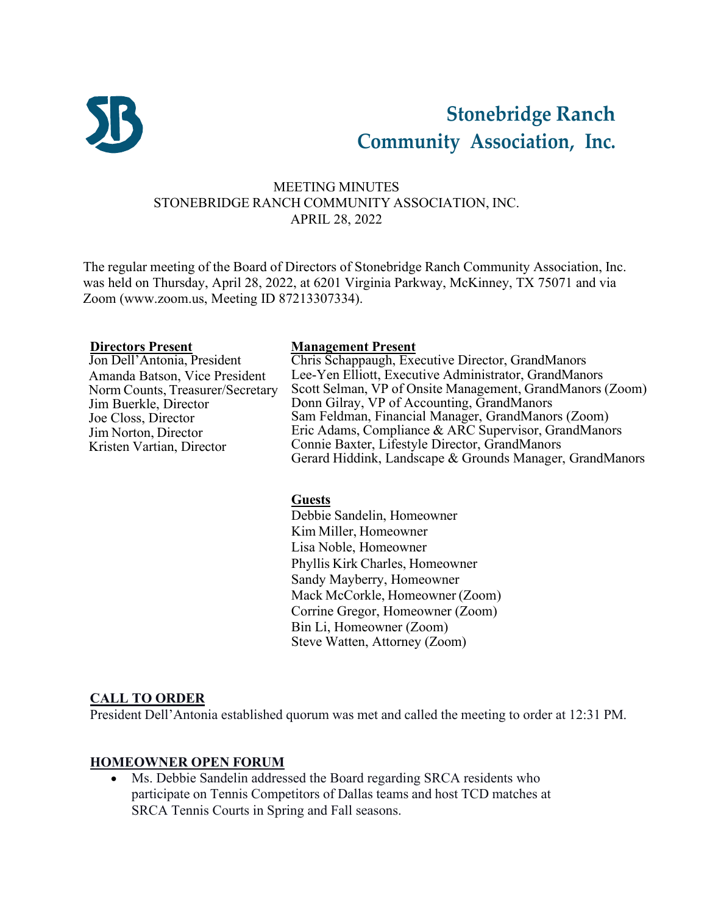# Stonebridge Ranch Community Association, Inc.

MEETING MINUTES
STONEBRIDGE RANCH COMMUNITY ASSOCIATION, INC.
APRIL 28, 2022

The regular meeting of the Board of Directors of Stonebridge Ranch Community Association, Inc. was held on Thursday, April 28, 2022, at 6201 Virginia Parkway, McKinney, TX 75071 and via Zoom (www.zoom.us, Meeting ID 87213307334).

**Directors Present**
Jon Dell'Antonia, President
Amanda Batson, Vice President
Norm Counts, Treasurer/Secretary
Jim Buerkle, Director
Joe Closs, Director
Jim Norton, Director
Kristen Vartian, Director

**Management Present**
Chris Schappaugh, Executive Director, GrandManors
Lee-Yen Elliott, Executive Administrator, GrandManors
Scott Selman, VP of Onsite Management, GrandManors (Zoom)
Donn Gilray, VP of Accounting, GrandManors
Sam Feldman, Financial Manager, GrandManors (Zoom)
Eric Adams, Compliance & ARC Supervisor, GrandManors
Connie Baxter, Lifestyle Director, GrandManors
Gerard Hiddink, Landscape & Grounds Manager, GrandManors

**Guests**
Debbie Sandelin, Homeowner
Kim Miller, Homeowner
Lisa Noble, Homeowner
Phyllis Kirk Charles, Homeowner
Sandy Mayberry, Homeowner
Mack McCorkle, Homeowner (Zoom)
Corrine Gregor, Homeowner (Zoom)
Bin Li, Homeowner (Zoom)
Steve Watten, Attorney (Zoom)

## CALL TO ORDER

President Dell'Antonia established quorum was met and called the meeting to order at 12:31 PM.

## HOMEOWNER OPEN FORUM

- Ms. Debbie Sandelin addressed the Board regarding SRCA residents who participate on Tennis Competitors of Dallas teams and host TCD matches at SRCA Tennis Courts in Spring and Fall seasons.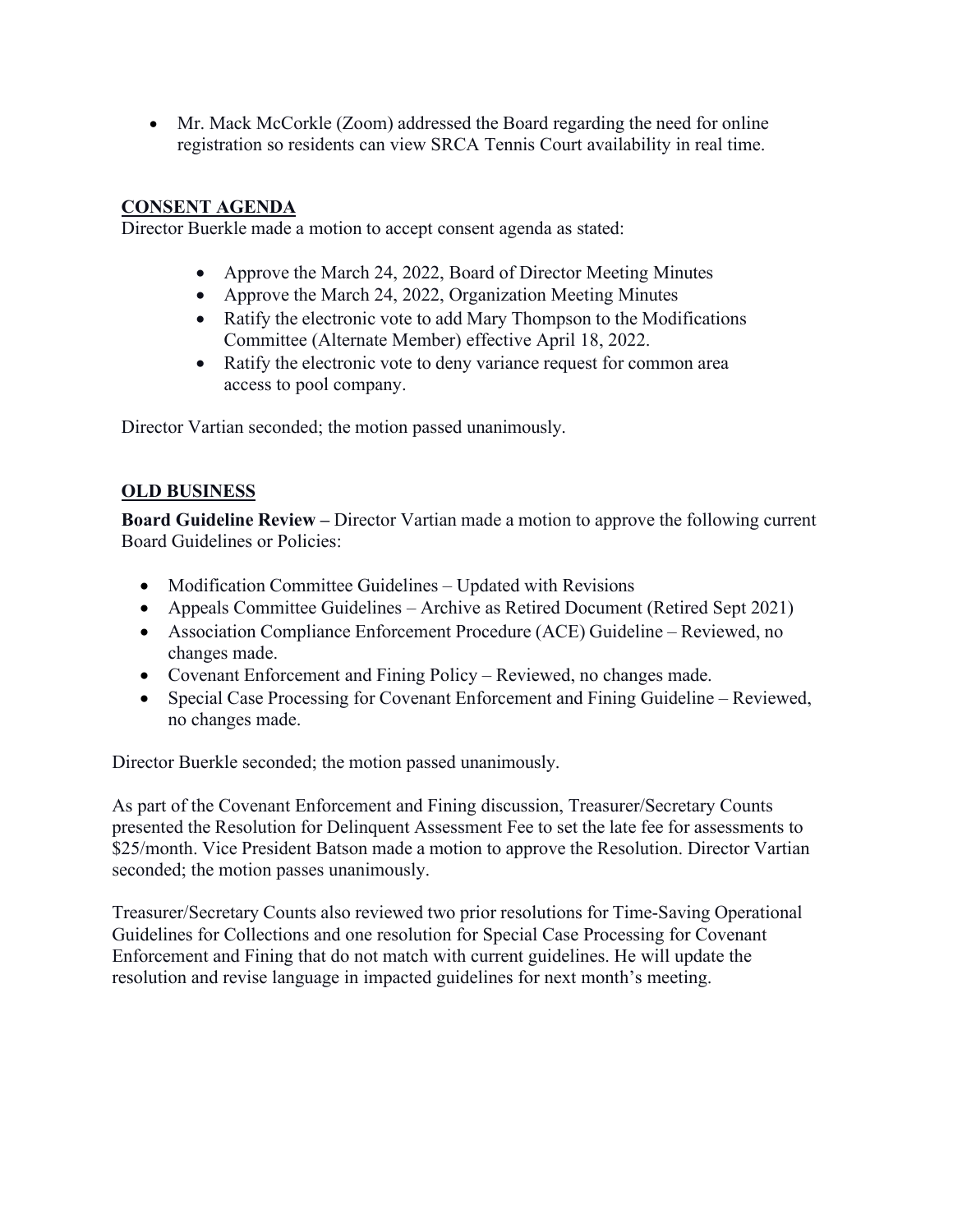- Mr. Mack McCorkle (Zoom) addressed the Board regarding the need for online registration so residents can view SRCA Tennis Court availability in real time.

## CONSENT AGENDA

Director Buerkle made a motion to accept consent agenda as stated:

- Approve the March 24, 2022, Board of Director Meeting Minutes
- Approve the March 24, 2022, Organization Meeting Minutes
- Ratify the electronic vote to add Mary Thompson to the Modifications Committee (Alternate Member) effective April 18, 2022.
- Ratify the electronic vote to deny variance request for common area access to pool company.

Director Vartian seconded; the motion passed unanimously.

## OLD BUSINESS

**Board Guideline Review –** Director Vartian made a motion to approve the following current Board Guidelines or Policies:

- Modification Committee Guidelines – Updated with Revisions
- Appeals Committee Guidelines – Archive as Retired Document (Retired Sept 2021)
- Association Compliance Enforcement Procedure (ACE) Guideline – Reviewed, no changes made.
- Covenant Enforcement and Fining Policy – Reviewed, no changes made.
- Special Case Processing for Covenant Enforcement and Fining Guideline – Reviewed, no changes made.

Director Buerkle seconded; the motion passed unanimously.

As part of the Covenant Enforcement and Fining discussion, Treasurer/Secretary Counts presented the Resolution for Delinquent Assessment Fee to set the late fee for assessments to $25/month. Vice President Batson made a motion to approve the Resolution. Director Vartian seconded; the motion passes unanimously.

Treasurer/Secretary Counts also reviewed two prior resolutions for Time-Saving Operational Guidelines for Collections and one resolution for Special Case Processing for Covenant Enforcement and Fining that do not match with current guidelines. He will update the resolution and revise language in impacted guidelines for next month's meeting.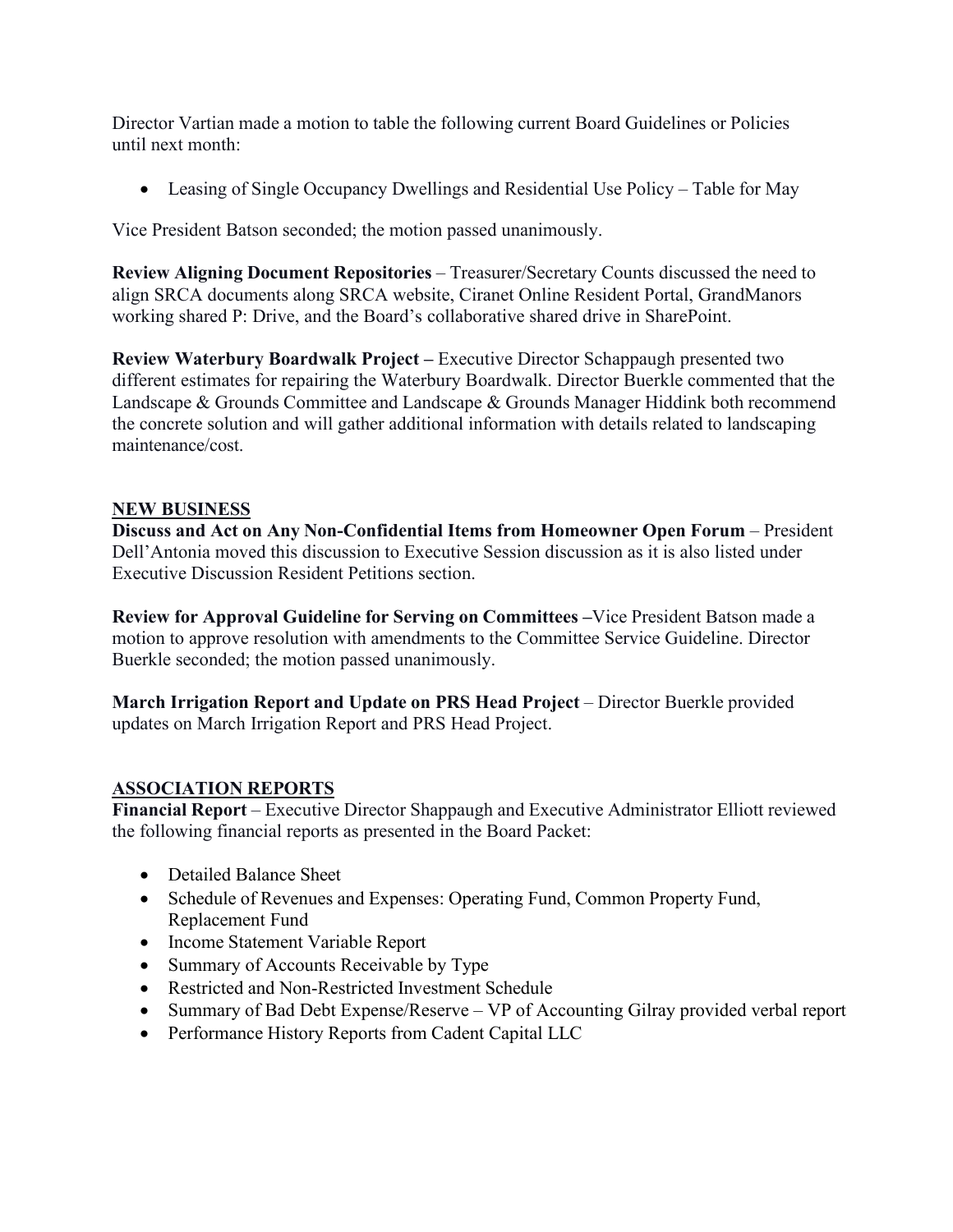Director Vartian made a motion to table the following current Board Guidelines or Policies until next month:

- Leasing of Single Occupancy Dwellings and Residential Use Policy – Table for May

Vice President Batson seconded; the motion passed unanimously.

**Review Aligning Document Repositories** – Treasurer/Secretary Counts discussed the need to align SRCA documents along SRCA website, Ciranet Online Resident Portal, GrandManors working shared P: Drive, and the Board's collaborative shared drive in SharePoint.

**Review Waterbury Boardwalk Project –** Executive Director Schappaugh presented two different estimates for repairing the Waterbury Boardwalk. Director Buerkle commented that the Landscape & Grounds Committee and Landscape & Grounds Manager Hiddink both recommend the concrete solution and will gather additional information with details related to landscaping maintenance/cost.

## NEW BUSINESS

**Discuss and Act on Any Non-Confidential Items from Homeowner Open Forum** – President Dell'Antonia moved this discussion to Executive Session discussion as it is also listed under Executive Discussion Resident Petitions section.

**Review for Approval Guideline for Serving on Committees –**Vice President Batson made a motion to approve resolution with amendments to the Committee Service Guideline. Director Buerkle seconded; the motion passed unanimously.

**March Irrigation Report and Update on PRS Head Project** – Director Buerkle provided updates on March Irrigation Report and PRS Head Project.

## ASSOCIATION REPORTS

**Financial Report** – Executive Director Shappaugh and Executive Administrator Elliott reviewed the following financial reports as presented in the Board Packet:

- Detailed Balance Sheet
- Schedule of Revenues and Expenses: Operating Fund, Common Property Fund, Replacement Fund
- Income Statement Variable Report
- Summary of Accounts Receivable by Type
- Restricted and Non-Restricted Investment Schedule
- Summary of Bad Debt Expense/Reserve – VP of Accounting Gilray provided verbal report
- Performance History Reports from Cadent Capital LLC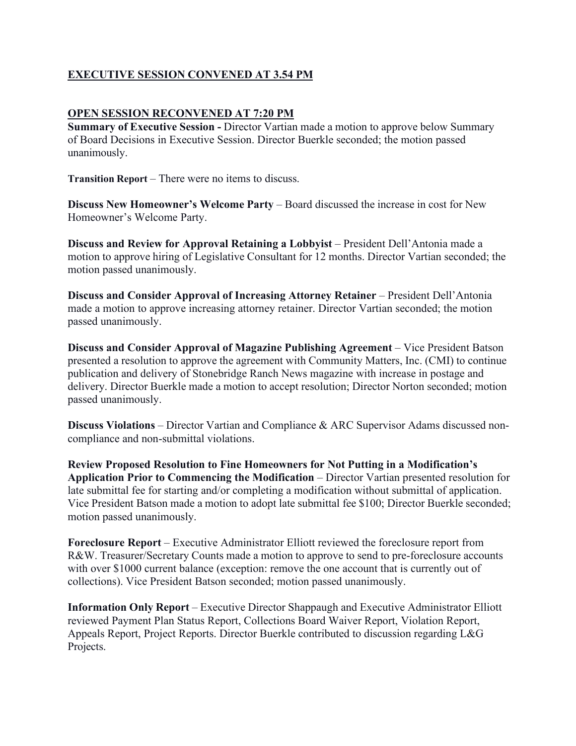**<u>EXECUTIVE SESSION CONVENED AT 3.54 PM</u>**

**<u>OPEN SESSION RECONVENED AT 7:20 PM</u>**

**Summary of Executive Session -** Director Vartian made a motion to approve below Summary of Board Decisions in Executive Session. Director Buerkle seconded; the motion passed unanimously.

**Transition Report** – There were no items to discuss.

**Discuss New Homeowner's Welcome Party** – Board discussed the increase in cost for New Homeowner's Welcome Party.

**Discuss and Review for Approval Retaining a Lobbyist** – President Dell'Antonia made a motion to approve hiring of Legislative Consultant for 12 months. Director Vartian seconded; the motion passed unanimously.

**Discuss and Consider Approval of Increasing Attorney Retainer** – President Dell'Antonia made a motion to approve increasing attorney retainer. Director Vartian seconded; the motion passed unanimously.

**Discuss and Consider Approval of Magazine Publishing Agreement** – Vice President Batson presented a resolution to approve the agreement with Community Matters, Inc. (CMI) to continue publication and delivery of Stonebridge Ranch News magazine with increase in postage and delivery. Director Buerkle made a motion to accept resolution; Director Norton seconded; motion passed unanimously.

**Discuss Violations** – Director Vartian and Compliance & ARC Supervisor Adams discussed non-compliance and non-submittal violations.

**Review Proposed Resolution to Fine Homeowners for Not Putting in a Modification's Application Prior to Commencing the Modification** – Director Vartian presented resolution for late submittal fee for starting and/or completing a modification without submittal of application. Vice President Batson made a motion to adopt late submittal fee $100; Director Buerkle seconded; motion passed unanimously.

**Foreclosure Report** – Executive Administrator Elliott reviewed the foreclosure report from R&W. Treasurer/Secretary Counts made a motion to approve to send to pre-foreclosure accounts with over $1000 current balance (exception: remove the one account that is currently out of collections). Vice President Batson seconded; motion passed unanimously.

**Information Only Report** – Executive Director Shappaugh and Executive Administrator Elliott reviewed Payment Plan Status Report, Collections Board Waiver Report, Violation Report, Appeals Report, Project Reports. Director Buerkle contributed to discussion regarding L&G Projects.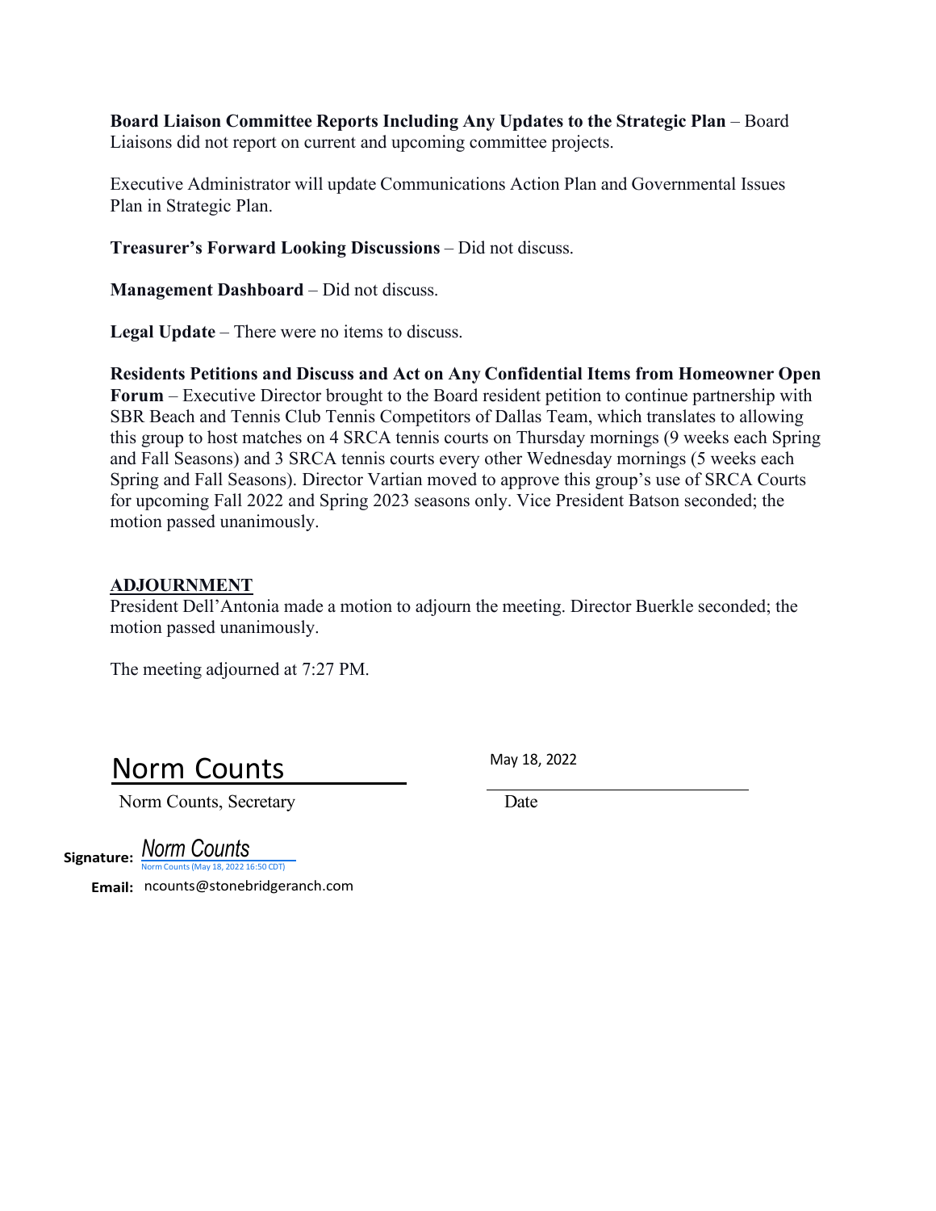**Board Liaison Committee Reports Including Any Updates to the Strategic Plan** – Board Liaisons did not report on current and upcoming committee projects.

Executive Administrator will update Communications Action Plan and Governmental Issues Plan in Strategic Plan.

**Treasurer's Forward Looking Discussions** – Did not discuss.

**Management Dashboard** – Did not discuss.

**Legal Update** – There were no items to discuss.

**Residents Petitions and Discuss and Act on Any Confidential Items from Homeowner Open Forum** – Executive Director brought to the Board resident petition to continue partnership with SBR Beach and Tennis Club Tennis Competitors of Dallas Team, which translates to allowing this group to host matches on 4 SRCA tennis courts on Thursday mornings (9 weeks each Spring and Fall Seasons) and 3 SRCA tennis courts every other Wednesday mornings (5 weeks each Spring and Fall Seasons). Director Vartian moved to approve this group's use of SRCA Courts for upcoming Fall 2022 and Spring 2023 seasons only. Vice President Batson seconded; the motion passed unanimously.

## ADJOURNMENT

President Dell'Antonia made a motion to adjourn the meeting. Director Buerkle seconded; the motion passed unanimously.

The meeting adjourned at 7:27 PM.

Norm Counts
Norm Counts, Secretary

May 18, 2022
Date

**Signature:** Norm Counts
Norm Counts (May 18, 2022 16:50 CDT)

**Email:** ncounts@stonebridgeranch.com